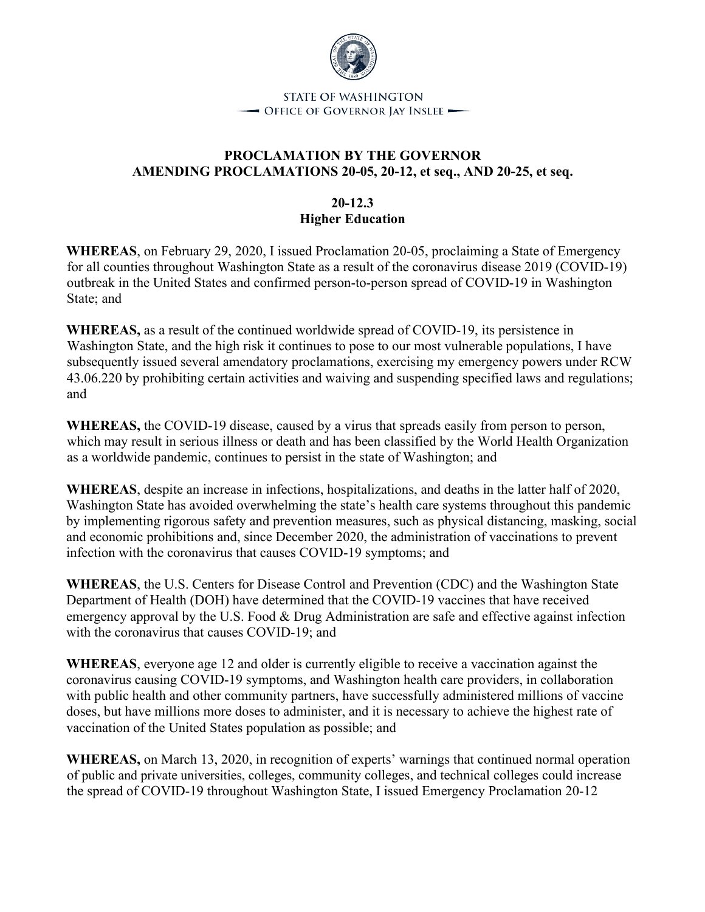STATE OF WASHINGTON
OFFICE OF GOVERNOR JAY INSLEE

# PROCLAMATION BY THE GOVERNOR AMENDING PROCLAMATIONS 20-05, 20-12, et seq., AND 20-25, et seq.

## 20-12.3
## Higher Education

**WHEREAS**, on February 29, 2020, I issued Proclamation 20-05, proclaiming a State of Emergency for all counties throughout Washington State as a result of the coronavirus disease 2019 (COVID-19) outbreak in the United States and confirmed person-to-person spread of COVID-19 in Washington State; and

**WHEREAS,** as a result of the continued worldwide spread of COVID-19, its persistence in Washington State, and the high risk it continues to pose to our most vulnerable populations, I have subsequently issued several amendatory proclamations, exercising my emergency powers under RCW 43.06.220 by prohibiting certain activities and waiving and suspending specified laws and regulations; and

**WHEREAS,** the COVID-19 disease, caused by a virus that spreads easily from person to person, which may result in serious illness or death and has been classified by the World Health Organization as a worldwide pandemic, continues to persist in the state of Washington; and

**WHEREAS**, despite an increase in infections, hospitalizations, and deaths in the latter half of 2020, Washington State has avoided overwhelming the state's health care systems throughout this pandemic by implementing rigorous safety and prevention measures, such as physical distancing, masking, social and economic prohibitions and, since December 2020, the administration of vaccinations to prevent infection with the coronavirus that causes COVID-19 symptoms; and

**WHEREAS**, the U.S. Centers for Disease Control and Prevention (CDC) and the Washington State Department of Health (DOH) have determined that the COVID-19 vaccines that have received emergency approval by the U.S. Food & Drug Administration are safe and effective against infection with the coronavirus that causes COVID-19; and

**WHEREAS**, everyone age 12 and older is currently eligible to receive a vaccination against the coronavirus causing COVID-19 symptoms, and Washington health care providers, in collaboration with public health and other community partners, have successfully administered millions of vaccine doses, but have millions more doses to administer, and it is necessary to achieve the highest rate of vaccination of the United States population as possible; and

**WHEREAS,** on March 13, 2020, in recognition of experts' warnings that continued normal operation of public and private universities, colleges, community colleges, and technical colleges could increase the spread of COVID-19 throughout Washington State, I issued Emergency Proclamation 20-12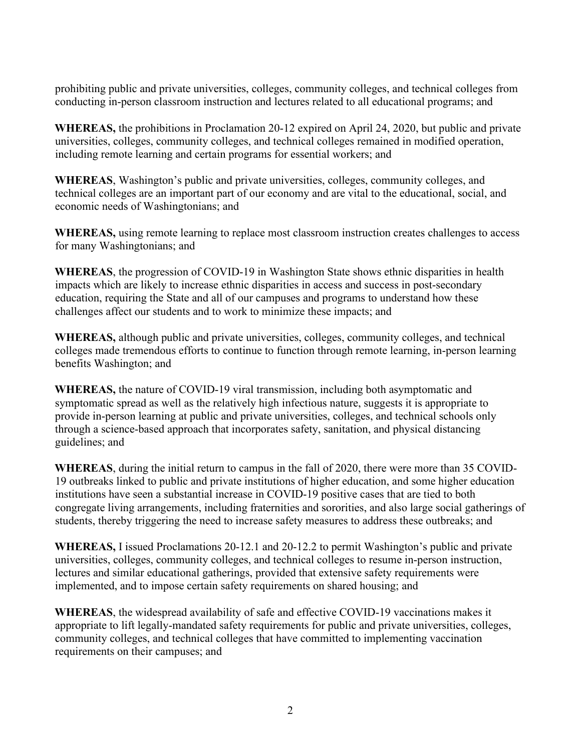prohibiting public and private universities, colleges, community colleges, and technical colleges from conducting in-person classroom instruction and lectures related to all educational programs; and

**WHEREAS,** the prohibitions in Proclamation 20-12 expired on April 24, 2020, but public and private universities, colleges, community colleges, and technical colleges remained in modified operation, including remote learning and certain programs for essential workers; and

**WHEREAS**, Washington's public and private universities, colleges, community colleges, and technical colleges are an important part of our economy and are vital to the educational, social, and economic needs of Washingtonians; and

**WHEREAS,** using remote learning to replace most classroom instruction creates challenges to access for many Washingtonians; and

**WHEREAS**, the progression of COVID-19 in Washington State shows ethnic disparities in health impacts which are likely to increase ethnic disparities in access and success in post-secondary education, requiring the State and all of our campuses and programs to understand how these challenges affect our students and to work to minimize these impacts; and

**WHEREAS,** although public and private universities, colleges, community colleges, and technical colleges made tremendous efforts to continue to function through remote learning, in-person learning benefits Washington; and

**WHEREAS,** the nature of COVID-19 viral transmission, including both asymptomatic and symptomatic spread as well as the relatively high infectious nature, suggests it is appropriate to provide in-person learning at public and private universities, colleges, and technical schools only through a science-based approach that incorporates safety, sanitation, and physical distancing guidelines; and

**WHEREAS**, during the initial return to campus in the fall of 2020, there were more than 35 COVID-19 outbreaks linked to public and private institutions of higher education, and some higher education institutions have seen a substantial increase in COVID-19 positive cases that are tied to both congregate living arrangements, including fraternities and sororities, and also large social gatherings of students, thereby triggering the need to increase safety measures to address these outbreaks; and

**WHEREAS,** I issued Proclamations 20-12.1 and 20-12.2 to permit Washington's public and private universities, colleges, community colleges, and technical colleges to resume in-person instruction, lectures and similar educational gatherings, provided that extensive safety requirements were implemented, and to impose certain safety requirements on shared housing; and

**WHEREAS**, the widespread availability of safe and effective COVID-19 vaccinations makes it appropriate to lift legally-mandated safety requirements for public and private universities, colleges, community colleges, and technical colleges that have committed to implementing vaccination requirements on their campuses; and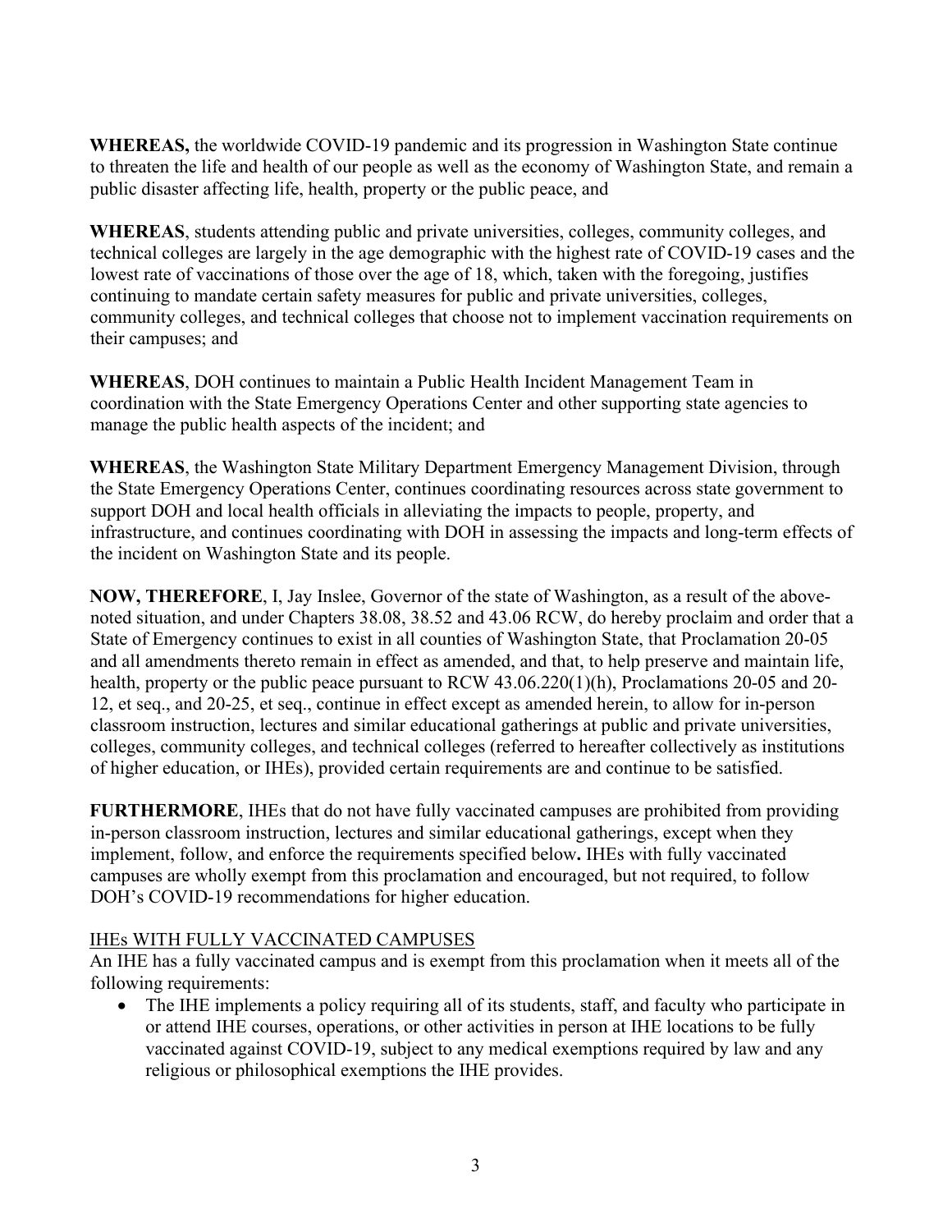**WHEREAS,** the worldwide COVID-19 pandemic and its progression in Washington State continue to threaten the life and health of our people as well as the economy of Washington State, and remain a public disaster affecting life, health, property or the public peace, and

**WHEREAS**, students attending public and private universities, colleges, community colleges, and technical colleges are largely in the age demographic with the highest rate of COVID-19 cases and the lowest rate of vaccinations of those over the age of 18, which, taken with the foregoing, justifies continuing to mandate certain safety measures for public and private universities, colleges, community colleges, and technical colleges that choose not to implement vaccination requirements on their campuses; and

**WHEREAS**, DOH continues to maintain a Public Health Incident Management Team in coordination with the State Emergency Operations Center and other supporting state agencies to manage the public health aspects of the incident; and

**WHEREAS**, the Washington State Military Department Emergency Management Division, through the State Emergency Operations Center, continues coordinating resources across state government to support DOH and local health officials in alleviating the impacts to people, property, and infrastructure, and continues coordinating with DOH in assessing the impacts and long-term effects of the incident on Washington State and its people.

**NOW, THEREFORE**, I, Jay Inslee, Governor of the state of Washington, as a result of the above-noted situation, and under Chapters 38.08, 38.52 and 43.06 RCW, do hereby proclaim and order that a State of Emergency continues to exist in all counties of Washington State, that Proclamation 20-05 and all amendments thereto remain in effect as amended, and that, to help preserve and maintain life, health, property or the public peace pursuant to RCW 43.06.220(1)(h), Proclamations 20-05 and 20-12, et seq., and 20-25, et seq., continue in effect except as amended herein, to allow for in-person classroom instruction, lectures and similar educational gatherings at public and private universities, colleges, community colleges, and technical colleges (referred to hereafter collectively as institutions of higher education, or IHEs), provided certain requirements are and continue to be satisfied.

**FURTHERMORE**, IHEs that do not have fully vaccinated campuses are prohibited from providing in-person classroom instruction, lectures and similar educational gatherings, except when they implement, follow, and enforce the requirements specified below**.** IHEs with fully vaccinated campuses are wholly exempt from this proclamation and encouraged, but not required, to follow DOH's COVID-19 recommendations for higher education.

<u>IHEs WITH FULLY VACCINATED CAMPUSES</u>

An IHE has a fully vaccinated campus and is exempt from this proclamation when it meets all of the following requirements:

- The IHE implements a policy requiring all of its students, staff, and faculty who participate in or attend IHE courses, operations, or other activities in person at IHE locations to be fully vaccinated against COVID-19, subject to any medical exemptions required by law and any religious or philosophical exemptions the IHE provides.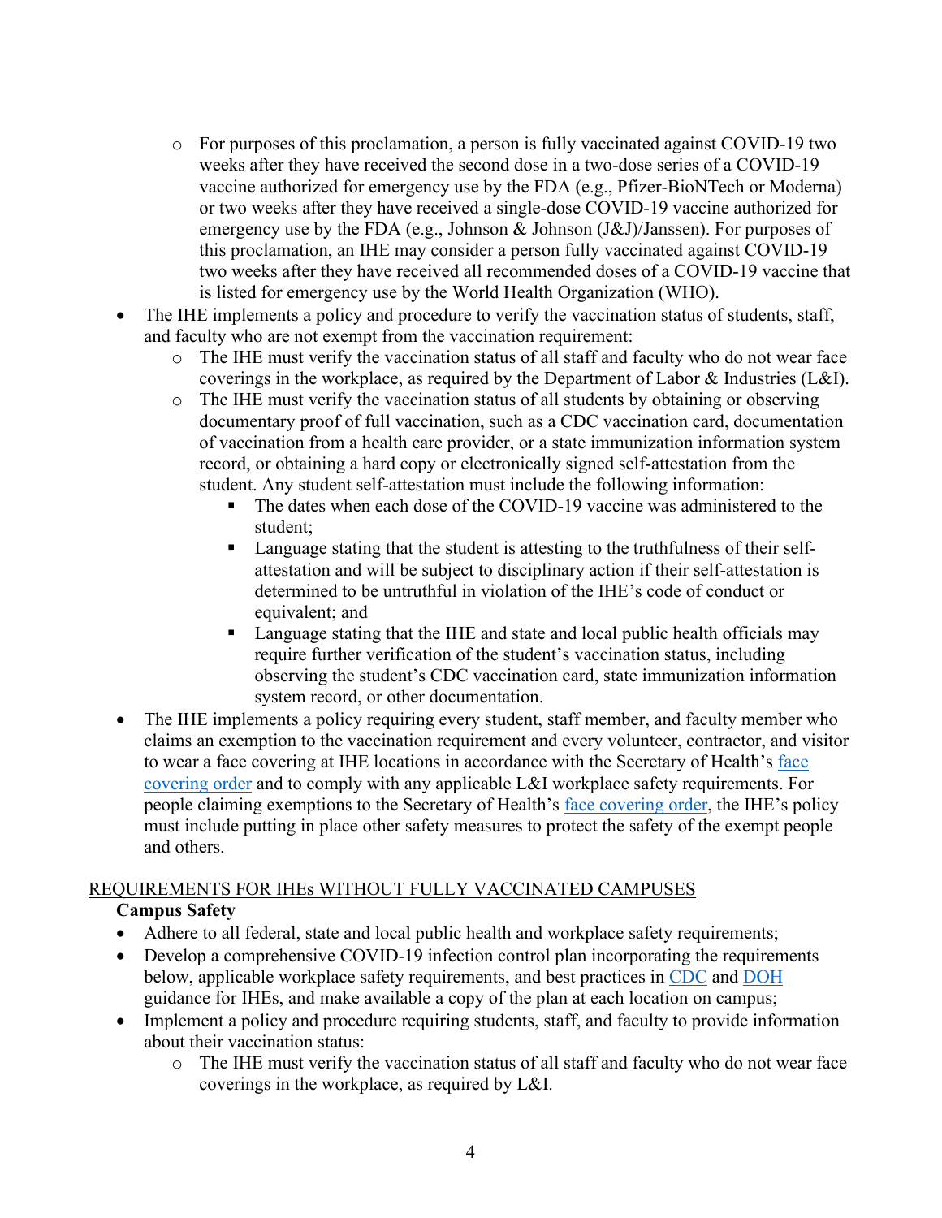- For purposes of this proclamation, a person is fully vaccinated against COVID-19 two weeks after they have received the second dose in a two-dose series of a COVID-19 vaccine authorized for emergency use by the FDA (e.g., Pfizer-BioNTech or Moderna) or two weeks after they have received a single-dose COVID-19 vaccine authorized for emergency use by the FDA (e.g., Johnson & Johnson (J&J)/Janssen). For purposes of this proclamation, an IHE may consider a person fully vaccinated against COVID-19 two weeks after they have received all recommended doses of a COVID-19 vaccine that is listed for emergency use by the World Health Organization (WHO).
- The IHE implements a policy and procedure to verify the vaccination status of students, staff, and faculty who are not exempt from the vaccination requirement:
    - The IHE must verify the vaccination status of all staff and faculty who do not wear face coverings in the workplace, as required by the Department of Labor & Industries (L&I).
    - The IHE must verify the vaccination status of all students by obtaining or observing documentary proof of full vaccination, such as a CDC vaccination card, documentation of vaccination from a health care provider, or a state immunization information system record, or obtaining a hard copy or electronically signed self-attestation from the student. Any student self-attestation must include the following information:
        - The dates when each dose of the COVID-19 vaccine was administered to the student;
        - Language stating that the student is attesting to the truthfulness of their self-attestation and will be subject to disciplinary action if their self-attestation is determined to be untruthful in violation of the IHE's code of conduct or equivalent; and
        - Language stating that the IHE and state and local public health officials may require further verification of the student's vaccination status, including observing the student's CDC vaccination card, state immunization information system record, or other documentation.
- The IHE implements a policy requiring every student, staff member, and faculty member who claims an exemption to the vaccination requirement and every volunteer, contractor, and visitor to wear a face covering at IHE locations in accordance with the Secretary of Health's face covering order and to comply with any applicable L&I workplace safety requirements. For people claiming exemptions to the Secretary of Health's face covering order, the IHE's policy must include putting in place other safety measures to protect the safety of the exempt people and others.

REQUIREMENTS FOR IHEs WITHOUT FULLY VACCINATED CAMPUSES

**Campus Safety**

- Adhere to all federal, state and local public health and workplace safety requirements;
- Develop a comprehensive COVID-19 infection control plan incorporating the requirements below, applicable workplace safety requirements, and best practices in CDC and DOH guidance for IHEs, and make available a copy of the plan at each location on campus;
- Implement a policy and procedure requiring students, staff, and faculty to provide information about their vaccination status:
    - The IHE must verify the vaccination status of all staff and faculty who do not wear face coverings in the workplace, as required by L&I.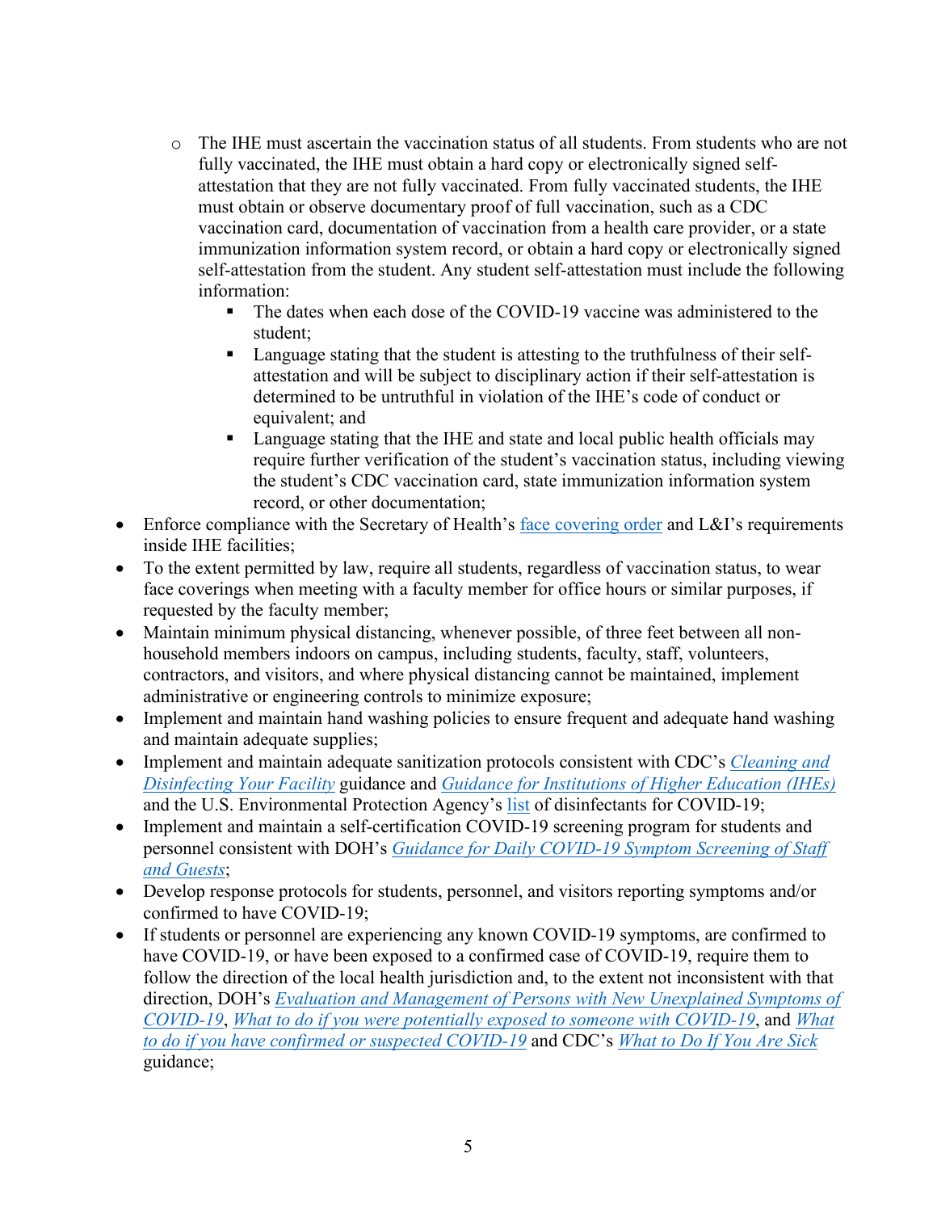- The IHE must ascertain the vaccination status of all students. From students who are not fully vaccinated, the IHE must obtain a hard copy or electronically signed self-attestation that they are not fully vaccinated. From fully vaccinated students, the IHE must obtain or observe documentary proof of full vaccination, such as a CDC vaccination card, documentation of vaccination from a health care provider, or a state immunization information system record, or obtain a hard copy or electronically signed self-attestation from the student. Any student self-attestation must include the following information:
    - The dates when each dose of the COVID-19 vaccine was administered to the student;
    - Language stating that the student is attesting to the truthfulness of their self-attestation and will be subject to disciplinary action if their self-attestation is determined to be untruthful in violation of the IHE's code of conduct or equivalent; and
    - Language stating that the IHE and state and local public health officials may require further verification of the student's vaccination status, including viewing the student's CDC vaccination card, state immunization information system record, or other documentation;
- Enforce compliance with the Secretary of Health's [face covering order]() and L&I's requirements inside IHE facilities;
- To the extent permitted by law, require all students, regardless of vaccination status, to wear face coverings when meeting with a faculty member for office hours or similar purposes, if requested by the faculty member;
- Maintain minimum physical distancing, whenever possible, of three feet between all non-household members indoors on campus, including students, faculty, staff, volunteers, contractors, and visitors, and where physical distancing cannot be maintained, implement administrative or engineering controls to minimize exposure;
- Implement and maintain hand washing policies to ensure frequent and adequate hand washing and maintain adequate supplies;
- Implement and maintain adequate sanitization protocols consistent with CDC's [*Cleaning and Disinfecting Your Facility*]() guidance and [*Guidance for Institutions of Higher Education (IHEs)*]() and the U.S. Environmental Protection Agency's [list]() of disinfectants for COVID-19;
- Implement and maintain a self-certification COVID-19 screening program for students and personnel consistent with DOH's [*Guidance for Daily COVID-19 Symptom Screening of Staff and Guests*]();
- Develop response protocols for students, personnel, and visitors reporting symptoms and/or confirmed to have COVID-19;
- If students or personnel are experiencing any known COVID-19 symptoms, are confirmed to have COVID-19, or have been exposed to a confirmed case of COVID-19, require them to follow the direction of the local health jurisdiction and, to the extent not inconsistent with that direction, DOH's [*Evaluation and Management of Persons with New Unexplained Symptoms of COVID-19*](), [*What to do if you were potentially exposed to someone with COVID-19*](), and [*What to do if you have confirmed or suspected COVID-19*]() and CDC's [*What to Do If You Are Sick*]() guidance;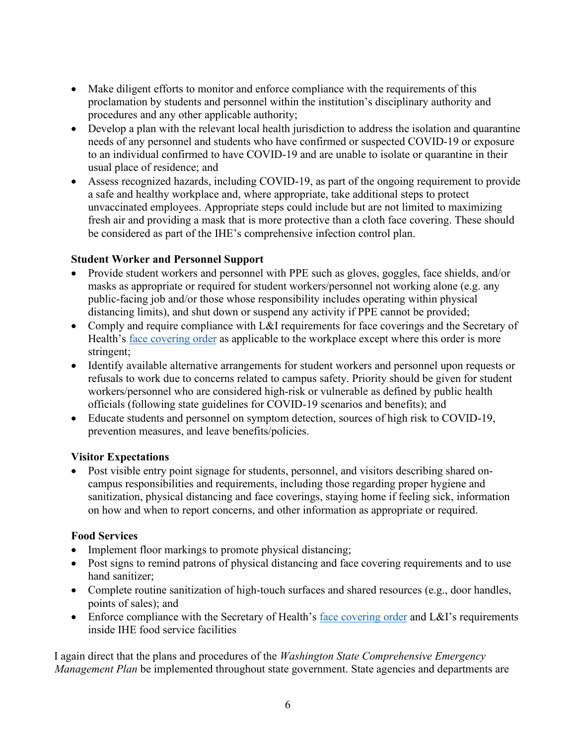- Make diligent efforts to monitor and enforce compliance with the requirements of this proclamation by students and personnel within the institution's disciplinary authority and procedures and any other applicable authority;
- Develop a plan with the relevant local health jurisdiction to address the isolation and quarantine needs of any personnel and students who have confirmed or suspected COVID-19 or exposure to an individual confirmed to have COVID-19 and are unable to isolate or quarantine in their usual place of residence; and
- Assess recognized hazards, including COVID-19, as part of the ongoing requirement to provide a safe and healthy workplace and, where appropriate, take additional steps to protect unvaccinated employees. Appropriate steps could include but are not limited to maximizing fresh air and providing a mask that is more protective than a cloth face covering. These should be considered as part of the IHE's comprehensive infection control plan.

**Student Worker and Personnel Support**

- Provide student workers and personnel with PPE such as gloves, goggles, face shields, and/or masks as appropriate or required for student workers/personnel not working alone (e.g. any public-facing job and/or those whose responsibility includes operating within physical distancing limits), and shut down or suspend any activity if PPE cannot be provided;
- Comply and require compliance with L&I requirements for face coverings and the Secretary of Health's [face covering order](#) as applicable to the workplace except where this order is more stringent;
- Identify available alternative arrangements for student workers and personnel upon requests or refusals to work due to concerns related to campus safety. Priority should be given for student workers/personnel who are considered high-risk or vulnerable as defined by public health officials (following state guidelines for COVID-19 scenarios and benefits); and
- Educate students and personnel on symptom detection, sources of high risk to COVID-19, prevention measures, and leave benefits/policies.

**Visitor Expectations**

- Post visible entry point signage for students, personnel, and visitors describing shared on-campus responsibilities and requirements, including those regarding proper hygiene and sanitization, physical distancing and face coverings, staying home if feeling sick, information on how and when to report concerns, and other information as appropriate or required.

**Food Services**

- Implement floor markings to promote physical distancing;
- Post signs to remind patrons of physical distancing and face covering requirements and to use hand sanitizer;
- Complete routine sanitization of high-touch surfaces and shared resources (e.g., door handles, points of sales); and
- Enforce compliance with the Secretary of Health's [face covering order](#) and L&I's requirements inside IHE food service facilities

I again direct that the plans and procedures of the *Washington State Comprehensive Emergency Management Plan* be implemented throughout state government. State agencies and departments are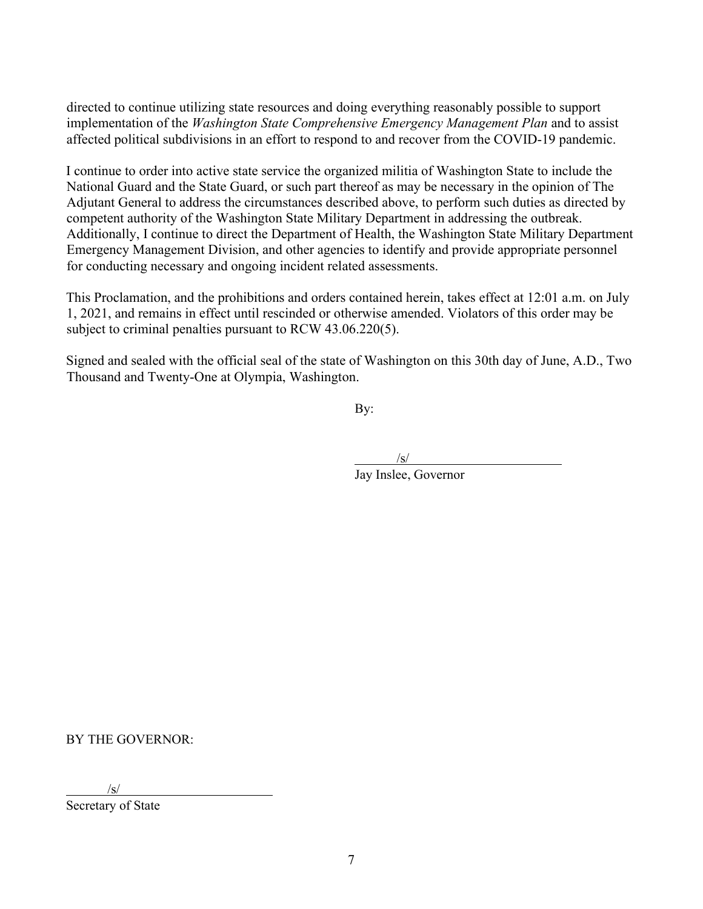directed to continue utilizing state resources and doing everything reasonably possible to support implementation of the *Washington State Comprehensive Emergency Management Plan* and to assist affected political subdivisions in an effort to respond to and recover from the COVID-19 pandemic.

I continue to order into active state service the organized militia of Washington State to include the National Guard and the State Guard, or such part thereof as may be necessary in the opinion of The Adjutant General to address the circumstances described above, to perform such duties as directed by competent authority of the Washington State Military Department in addressing the outbreak. Additionally, I continue to direct the Department of Health, the Washington State Military Department Emergency Management Division, and other agencies to identify and provide appropriate personnel for conducting necessary and ongoing incident related assessments.

This Proclamation, and the prohibitions and orders contained herein, takes effect at 12:01 a.m. on July 1, 2021, and remains in effect until rescinded or otherwise amended. Violators of this order may be subject to criminal penalties pursuant to RCW 43.06.220(5).

Signed and sealed with the official seal of the state of Washington on this 30th day of June, A.D., Two Thousand and Twenty-One at Olympia, Washington.

By:

/s/
Jay Inslee, Governor

BY THE GOVERNOR:

/s/
Secretary of State